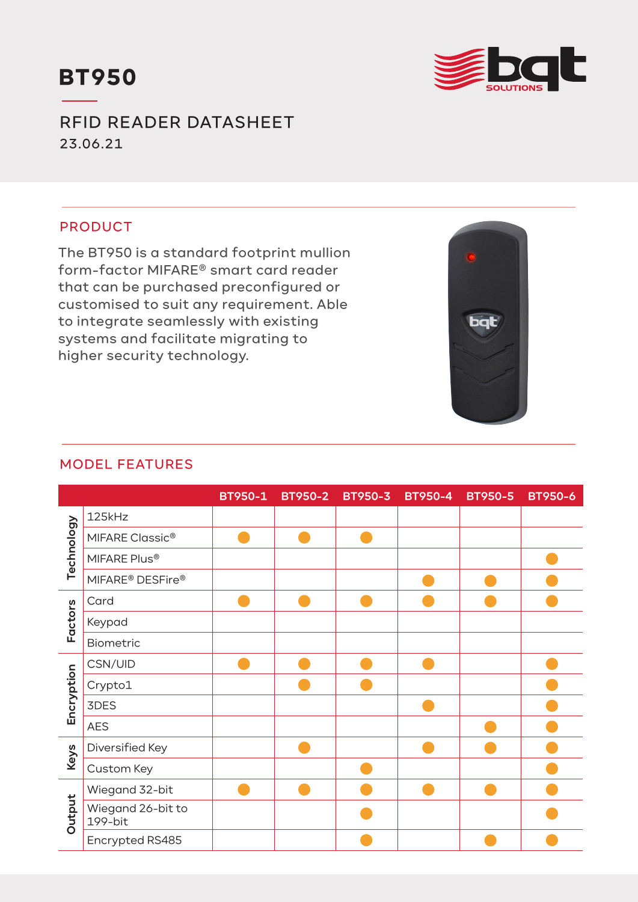# BT950

## RFID READER DATASHEET

23.06.21

## PRODUCT

The BT950 is a standard footprint mullion form-factor MIFARE® smart card reader that can be purchased preconfigured or customised to suit any requirement. Able to integrate seamlessly with existing systems and facilitate migrating to higher security technology.

## MODEL FEATURES

| | | BT950-1 | BT950-2 | BT950-3 | BT950-4 | BT950-5 | BT950-6 |
|---|---|---|---|---|---|---|---|
| Technology | 125kHz | | | | | | |
| | MIFARE Classic® | ● | ● | ● | | | |
| | MIFARE Plus® | | | | | | ● |
| | MIFARE® DESFire® | | | | ● | ● | ● |
| Factors | Card | ● | ● | ● | ● | ● | ● |
| | Keypad | | | | | | |
| | Biometric | | | | | | |
| Encryption | CSN/UID | ● | ● | ● | ● | | ● |
| | Crypto1 | | ● | ● | | | ● |
| | 3DES | | | | ● | | ● |
| | AES | | | | | ● | ● |
| Keys | Diversified Key | | ● | | ● | ● | ● |
| | Custom Key | | | ● | | | ● |
| Output | Wiegand 32-bit | ● | ● | ● | ● | ● | ● |
| | Wiegand 26-bit to 199-bit | | | ● | | | ● |
| | Encrypted RS485 | | | ● | | ● | ● |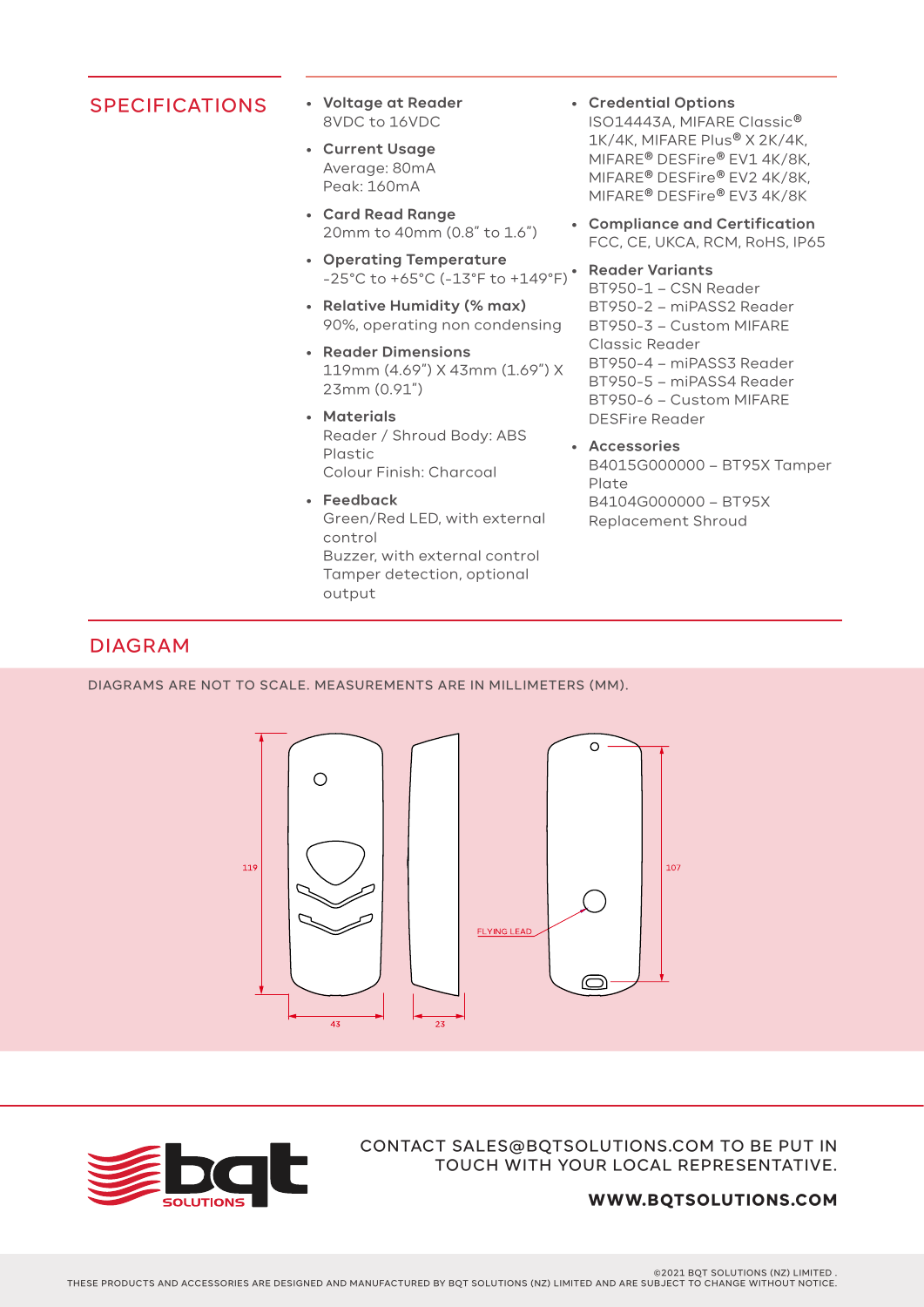## SPECIFICATIONS

- **Voltage at Reader**
  8VDC to 16VDC
- **Current Usage**
  Average: 80mA
  Peak: 160mA
- **Card Read Range**
  20mm to 40mm (0.8" to 1.6")
- **Operating Temperature**
  -25°C to +65°C (-13°F to +149°F)
- **Relative Humidity (% max)**
  90%, operating non condensing
- **Reader Dimensions**
  119mm (4.69") X 43mm (1.69") X 23mm (0.91")
- **Materials**
  Reader / Shroud Body: ABS Plastic
  Colour Finish: Charcoal
- **Feedback**
  Green/Red LED, with external control
  Buzzer, with external control
  Tamper detection, optional output
- **Credential Options**
  ISO14443A, MIFARE Classic® 1K/4K, MIFARE Plus® X 2K/4K, MIFARE® DESFire® EV1 4K/8K, MIFARE® DESFire® EV2 4K/8K, MIFARE® DESFire® EV3 4K/8K
- **Compliance and Certification**
  FCC, CE, UKCA, RCM, RoHS, IP65
- **Reader Variants**
  BT950-1 – CSN Reader
  BT950-2 – miPASS2 Reader
  BT950-3 – Custom MIFARE Classic Reader
  BT950-4 – miPASS3 Reader
  BT950-5 – miPASS4 Reader
  BT950-6 – Custom MIFARE DESFire Reader
- **Accessories**
  B4015G000000 – BT95X Tamper Plate
  B4104G000000 – BT95X Replacement Shroud

## DIAGRAM

DIAGRAMS ARE NOT TO SCALE. MEASUREMENTS ARE IN MILLIMETERS (MM).

119

43

23

FLYING LEAD

107

CONTACT SALES@BQTSOLUTIONS.COM TO BE PUT IN TOUCH WITH YOUR LOCAL REPRESENTATIVE.

**WWW.BQTSOLUTIONS.COM**

©2021 BQT SOLUTIONS (NZ) LIMITED .
THESE PRODUCTS AND ACCESSORIES ARE DESIGNED AND MANUFACTURED BY BQT SOLUTIONS (NZ) LIMITED AND ARE SUBJECT TO CHANGE WITHOUT NOTICE.